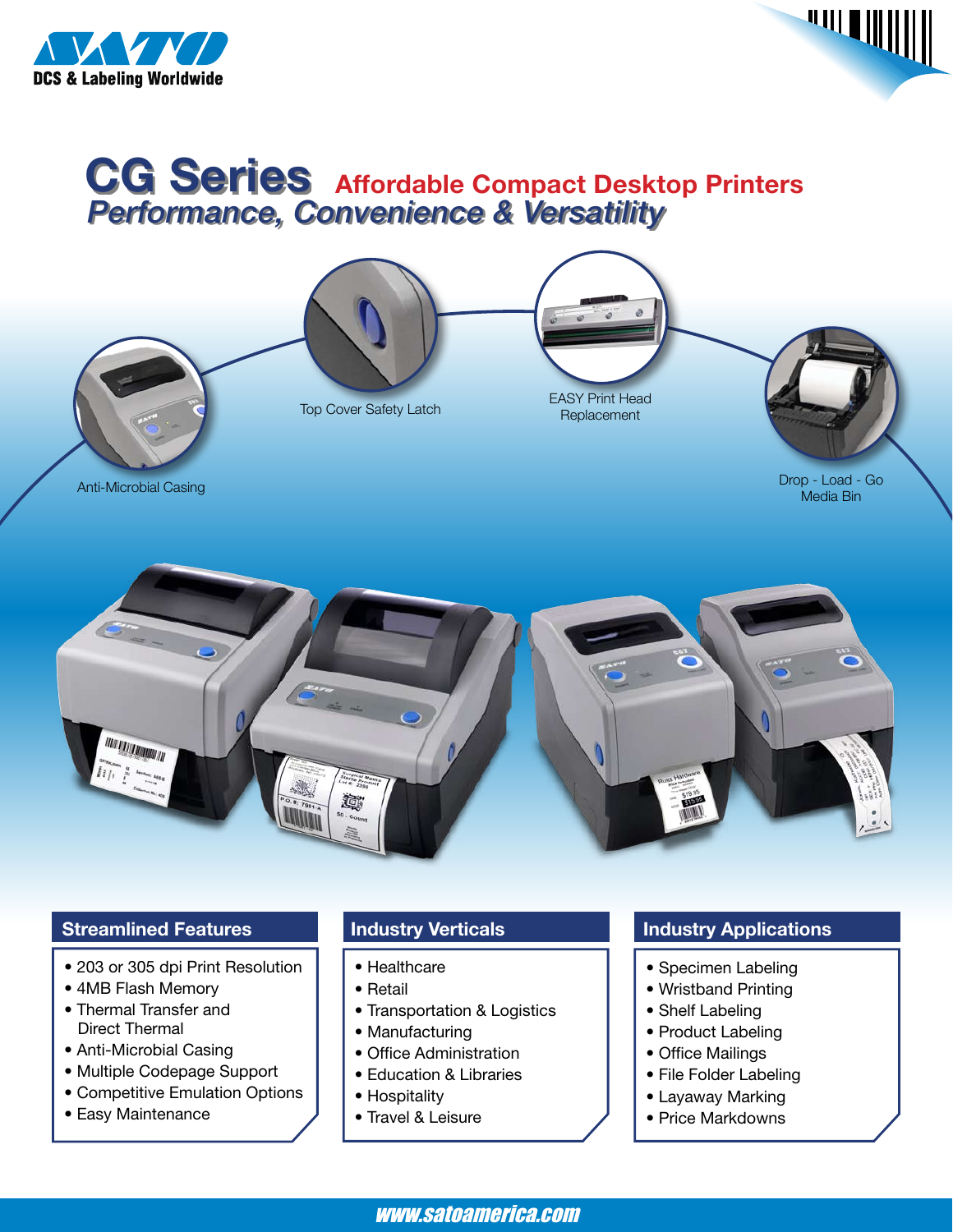SATO

DCS & Labeling Worldwide

# CG Series Affordable Compact Desktop Printers

## *Performance, Convenience & Versatility*

Top Cover Safety Latch

EASY Print Head Replacement

Anti-Microbial Casing

Drop - Load - Go Media Bin

### Streamlined Features

- 203 or 305 dpi Print Resolution
- 4MB Flash Memory
- Thermal Transfer and Direct Thermal
- Anti-Microbial Casing
- Multiple Codepage Support
- Competitive Emulation Options
- Easy Maintenance

### Industry Verticals

- Healthcare
- Retail
- Transportation & Logistics
- Manufacturing
- Office Administration
- Education & Libraries
- Hospitality
- Travel & Leisure

### Industry Applications

- Specimen Labeling
- Wristband Printing
- Shelf Labeling
- Product Labeling
- Office Mailings
- File Folder Labeling
- Layaway Marking
- Price Markdowns

www.satoamerica.com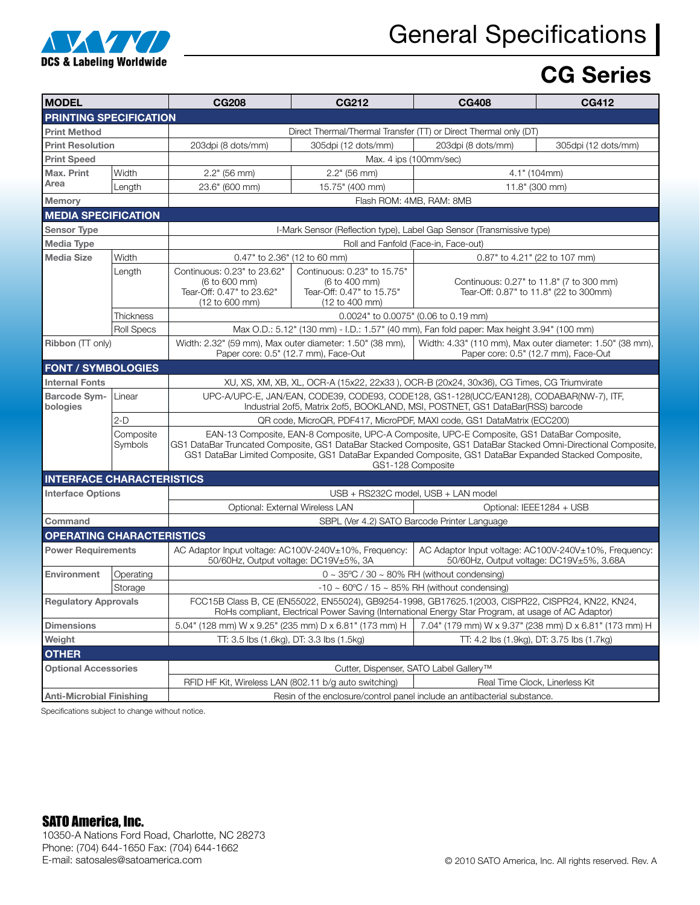SATO

DCS & Labeling Worldwide

# General Specifications

## CG Series

| MODEL | | CG208 | CG212 | CG408 | CG412 |
|---|---|---|---|---|---|
| **PRINTING SPECIFICATION** | | | | | |
| Print Method | | Direct Thermal/Thermal Transfer (TT) or Direct Thermal only (DT) | | | |
| Print Resolution | | 203dpi (8 dots/mm) | 305dpi (12 dots/mm) | 203dpi (8 dots/mm) | 305dpi (12 dots/mm) |
| Print Speed | | Max. 4 ips (100mm/sec) | | | |
| Max. Print Area | Width | 2.2" (56 mm) | 2.2" (56 mm) | 4.1" (104mm) | |
| | Length | 23.6" (600 mm) | 15.75" (400 mm) | 11.8" (300 mm) | |
| Memory | | Flash ROM: 4MB, RAM: 8MB | | | |
| **MEDIA SPECIFICATION** | | | | | |
| Sensor Type | | I-Mark Sensor (Reflection type), Label Gap Sensor (Transmissive type) | | | |
| Media Type | | Roll and Fanfold (Face-in, Face-out) | | | |
| Media Size | Width | 0.47" to 2.36" (12 to 60 mm) | | 0.87" to 4.21" (22 to 107 mm) | |
| | Length | Continuous: 0.23" to 23.62" (6 to 600 mm) Tear-Off: 0.47" to 23.62" (12 to 600 mm) | Continuous: 0.23" to 15.75" (6 to 400 mm) Tear-Off: 0.47" to 15.75" (12 to 400 mm) | Continuous: 0.27" to 11.8" (7 to 300 mm) Tear-Off: 0.87" to 11.8" (22 to 300mm) | |
| | Thickness | 0.0024" to 0.0075" (0.06 to 0.19 mm) | | | |
| | Roll Specs | Max O.D.: 5.12" (130 mm) - I.D.: 1.57" (40 mm), Fan fold paper: Max height 3.94" (100 mm) | | | |
| Ribbon (TT only) | | Width: 2.32" (59 mm), Max outer diameter: 1.50" (38 mm), Paper core: 0.5" (12.7 mm), Face-Out | | Width: 4.33" (110 mm), Max outer diameter: 1.50" (38 mm), Paper core: 0.5" (12.7 mm), Face-Out | |
| **FONT / SYMBOLOGIES** | | | | | |
| Internal Fonts | | XU, XS, XM, XB, XL, OCR-A (15x22, 22x33 ), OCR-B (20x24, 30x36), CG Times, CG Triumvirate | | | |
| Barcode Symbologies | Linear | UPC-A/UPC-E, JAN/EAN, CODE39, CODE93, CODE128, GS1-128(UCC/EAN128), CODABAR(NW-7), ITF, Industrial 2of5, Matrix 2of5, BOOKLAND, MSI, POSTNET, GS1 DataBar(RSS) barcode | | | |
| | 2-D | QR code, MicroQR, PDF417, MicroPDF, MAXI code, GS1 DataMatrix (ECC200) | | | |
| | Composite Symbols | EAN-13 Composite, EAN-8 Composite, UPC-A Composite, UPC-E Composite, GS1 DataBar Composite, GS1 DataBar Truncated Composite, GS1 DataBar Stacked Composite, GS1 DataBar Stacked Omni-Directional Composite, GS1 DataBar Limited Composite, GS1 DataBar Expanded Composite, GS1 DataBar Expanded Stacked Composite, GS1-128 Composite | | | |
| **INTERFACE CHARACTERISTICS** | | | | | |
| Interface Options | | USB + RS232C model, USB + LAN model | | | |
| | | Optional: External Wireless LAN | | Optional: IEEE1284 + USB | |
| Command | | SBPL (Ver 4.2) SATO Barcode Printer Language | | | |
| **OPERATING CHARACTERISTICS** | | | | | |
| Power Requirements | | AC Adaptor Input voltage: AC100V-240V±10%, Frequency: 50/60Hz, Output voltage: DC19V±5%, 3A | | AC Adaptor Input voltage: AC100V-240V±10%, Frequency: 50/60Hz, Output voltage: DC19V±5%, 3.68A | |
| Environment | Operating | 0 ~ 35ºC / 30 ~ 80% RH (without condensing) | | | |
| | Storage | -10 ~ 60ºC / 15 ~ 85% RH (without condensing) | | | |
| Regulatory Approvals | | FCC15B Class B, CE (EN55022, EN55024), GB9254-1998, GB17625.1(2003, CISPR22, CISPR24, KN22, KN24, RoHs compliant, Electrical Power Saving (International Energy Star Program, at usage of AC Adaptor) | | | |
| Dimensions | | 5.04" (128 mm) W x 9.25" (235 mm) D x 6.81" (173 mm) H | | 7.04" (179 mm) W x 9.37" (238 mm) D x 6.81" (173 mm) H | |
| Weight | | TT: 3.5 lbs (1.6kg), DT: 3.3 lbs (1.5kg) | | TT: 4.2 lbs (1.9kg), DT: 3.75 lbs (1.7kg) | |
| **OTHER** | | | | | |
| Optional Accessories | | Cutter, Dispenser, SATO Label Gallery™ | | | |
| | | RFID HF Kit, Wireless LAN (802.11 b/g auto switching) | | Real Time Clock, Linerless Kit | |
| Anti-Microbial Finishing | | Resin of the enclosure/control panel include an antibacterial substance. | | | |

Specifications subject to change without notice.

**SATO America, Inc.**
10350-A Nations Ford Road, Charlotte, NC 28273
Phone: (704) 644-1650 Fax: (704) 644-1662
E-mail: satosales@satoamerica.com

© 2010 SATO America, Inc. All rights reserved. Rev. A